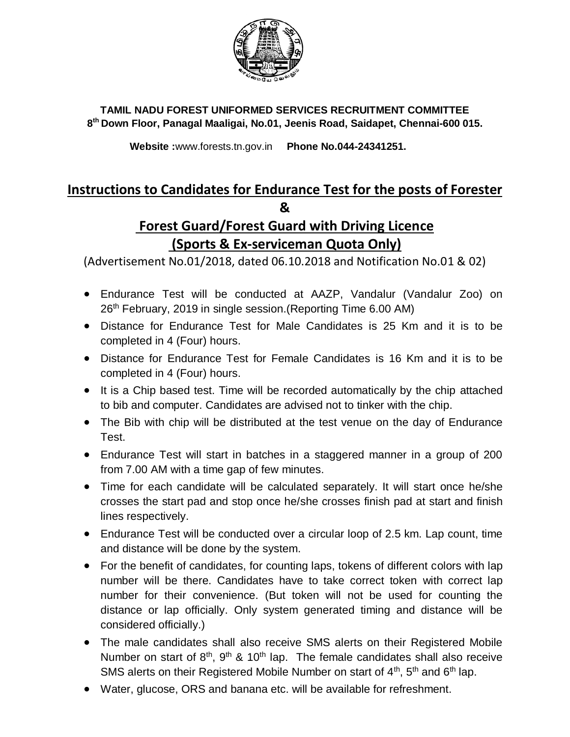**TAMIL NADU FOREST UNIFORMED SERVICES RECRUITMENT COMMITTEE**
**8th Down Floor, Panagal Maaligai, No.01, Jeenis Road, Saidapet, Chennai-600 015.**

**Website :**www.forests.tn.gov.in **Phone No.044-24341251.**

# Instructions to Candidates for Endurance Test for the posts of Forester & Forest Guard/Forest Guard with Driving Licence (Sports & Ex-serviceman Quota Only)

(Advertisement No.01/2018, dated 06.10.2018 and Notification No.01 & 02)

- Endurance Test will be conducted at AAZP, Vandalur (Vandalur Zoo) on 26th February, 2019 in single session.(Reporting Time 6.00 AM)
- Distance for Endurance Test for Male Candidates is 25 Km and it is to be completed in 4 (Four) hours.
- Distance for Endurance Test for Female Candidates is 16 Km and it is to be completed in 4 (Four) hours.
- It is a Chip based test. Time will be recorded automatically by the chip attached to bib and computer. Candidates are advised not to tinker with the chip.
- The Bib with chip will be distributed at the test venue on the day of Endurance Test.
- Endurance Test will start in batches in a staggered manner in a group of 200 from 7.00 AM with a time gap of few minutes.
- Time for each candidate will be calculated separately. It will start once he/she crosses the start pad and stop once he/she crosses finish pad at start and finish lines respectively.
- Endurance Test will be conducted over a circular loop of 2.5 km. Lap count, time and distance will be done by the system.
- For the benefit of candidates, for counting laps, tokens of different colors with lap number will be there. Candidates have to take correct token with correct lap number for their convenience. (But token will not be used for counting the distance or lap officially. Only system generated timing and distance will be considered officially.)
- The male candidates shall also receive SMS alerts on their Registered Mobile Number on start of 8th, 9th & 10th lap. The female candidates shall also receive SMS alerts on their Registered Mobile Number on start of 4th, 5th and 6th lap.
- Water, glucose, ORS and banana etc. will be available for refreshment.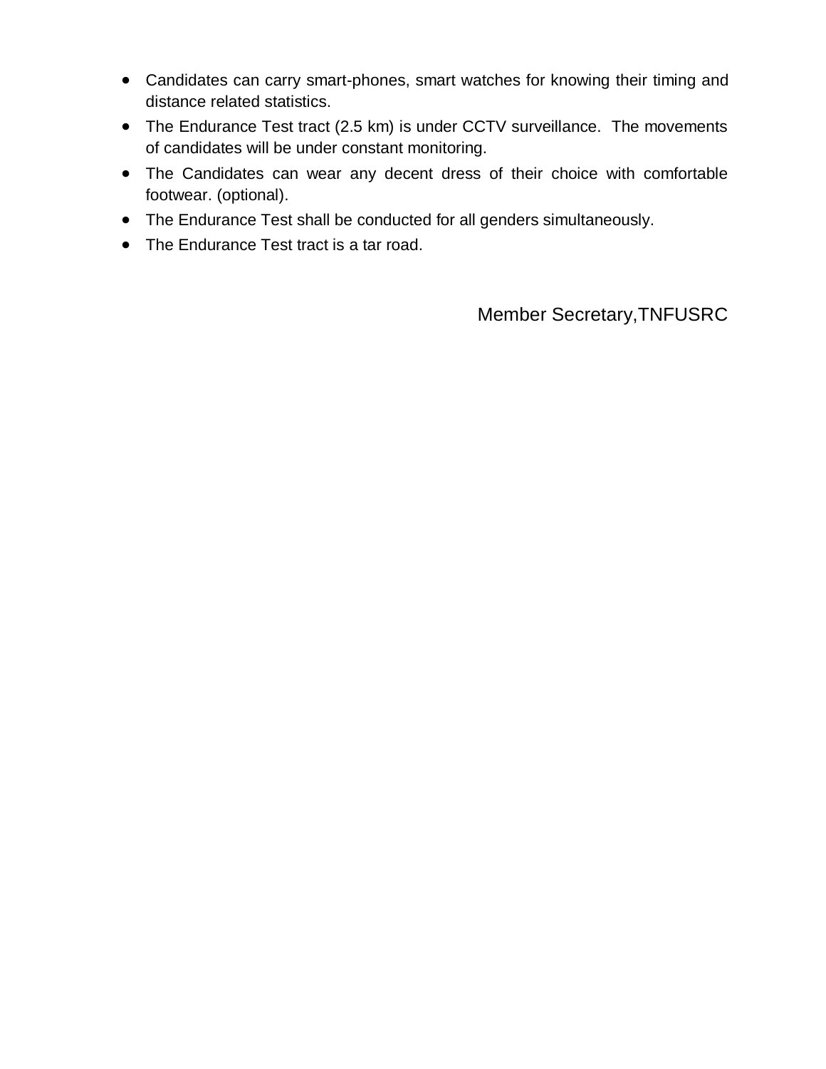- Candidates can carry smart-phones, smart watches for knowing their timing and distance related statistics.
- The Endurance Test tract (2.5 km) is under CCTV surveillance. The movements of candidates will be under constant monitoring.
- The Candidates can wear any decent dress of their choice with comfortable footwear. (optional).
- The Endurance Test shall be conducted for all genders simultaneously.
- The Endurance Test tract is a tar road.

Member Secretary,TNFUSRC